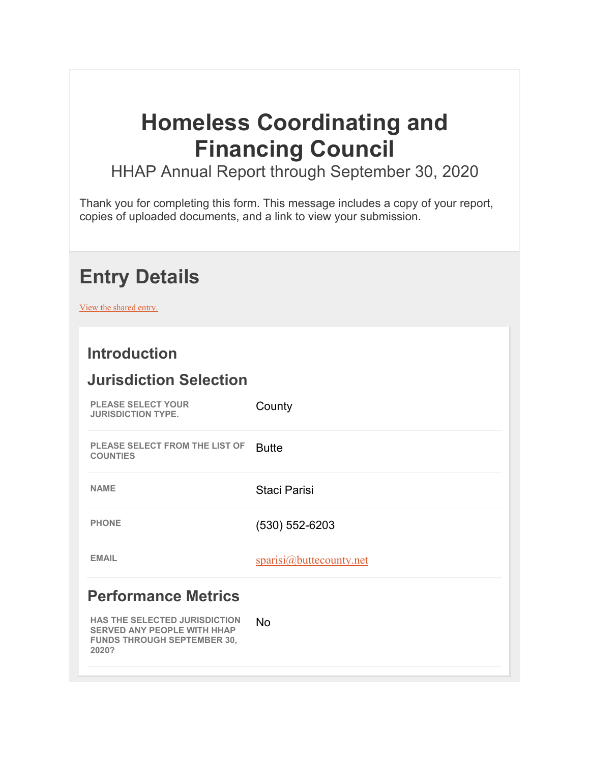# Homeless Coordinating and Financing Council

HHAP Annual Report through September 30, 2020

Thank you for completing this form. This message includes a copy of your report, copies of uploaded documents, and a link to view your submission.

## Entry Details

[View the shared entry.](#)

### Introduction

### Jurisdiction Selection

| | |
|---|---|
| **PLEASE SELECT YOUR JURISDICTION TYPE.** | County |
| **PLEASE SELECT FROM THE LIST OF COUNTIES** | Butte |
| **NAME** | Staci Parisi |
| **PHONE** | (530) 552-6203 |
| **EMAIL** | sparisi@buttecounty.net |

### Performance Metrics

| | |
|---|---|
| **HAS THE SELECTED JURISDICTION SERVED ANY PEOPLE WITH HHAP FUNDS THROUGH SEPTEMBER 30, 2020?** | No |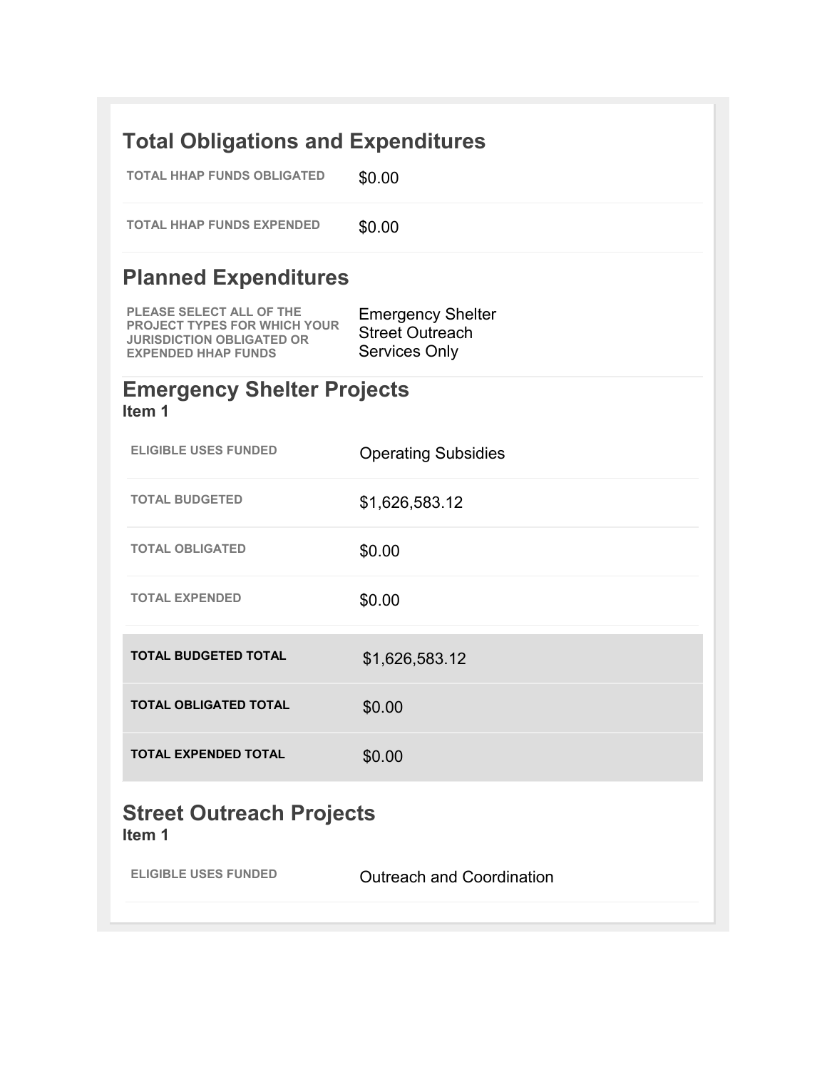## Total Obligations and Expenditures

| | |
|---|---|
| TOTAL HHAP FUNDS OBLIGATED | $0.00 |
| TOTAL HHAP FUNDS EXPENDED | $0.00 |

## Planned Expenditures

| | |
|---|---|
| PLEASE SELECT ALL OF THE PROJECT TYPES FOR WHICH YOUR JURISDICTION OBLIGATED OR EXPENDED HHAP FUNDS | Emergency Shelter<br>Street Outreach<br>Services Only |

## Emergency Shelter Projects

### Item 1

| | |
|---|---|
| ELIGIBLE USES FUNDED | Operating Subsidies |
| TOTAL BUDGETED | $1,626,583.12 |
| TOTAL OBLIGATED | $0.00 |
| TOTAL EXPENDED | $0.00 |

| | |
|---|---|
| **TOTAL BUDGETED TOTAL** | $1,626,583.12 |
| **TOTAL OBLIGATED TOTAL** | $0.00 |
| **TOTAL EXPENDED TOTAL** | $0.00 |

## Street Outreach Projects

### Item 1

| | |
|---|---|
| ELIGIBLE USES FUNDED | Outreach and Coordination |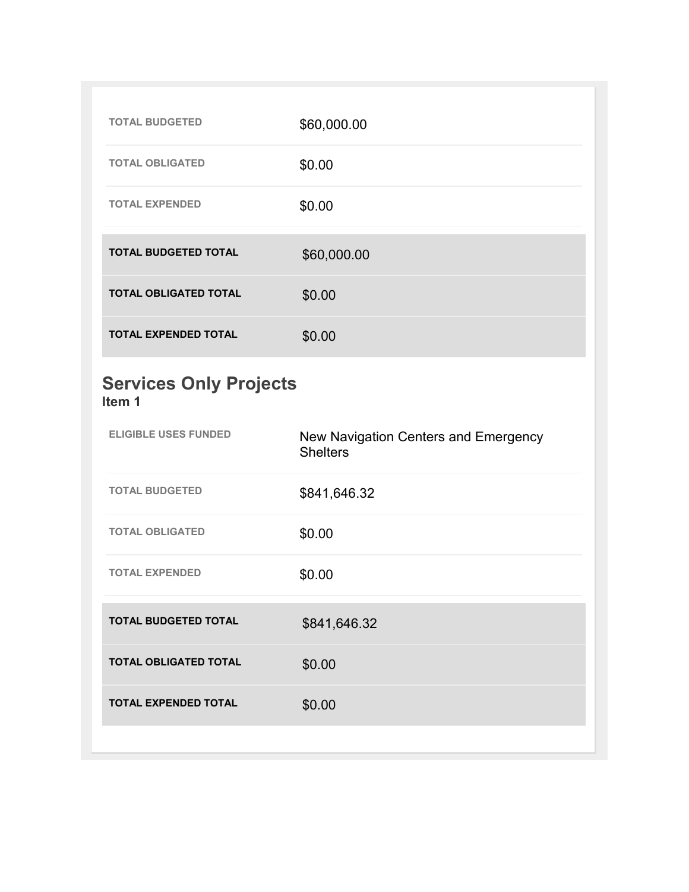| | |
|---|---|
| TOTAL BUDGETED | $60,000.00 |
| TOTAL OBLIGATED | $0.00 |
| TOTAL EXPENDED | $0.00 |

| | |
|---|---|
| **TOTAL BUDGETED TOTAL** | $60,000.00 |
| **TOTAL OBLIGATED TOTAL** | $0.00 |
| **TOTAL EXPENDED TOTAL** | $0.00 |

## Services Only Projects

**Item 1**

| | |
|---|---|
| ELIGIBLE USES FUNDED | New Navigation Centers and Emergency Shelters |
| TOTAL BUDGETED | $841,646.32 |
| TOTAL OBLIGATED | $0.00 |
| TOTAL EXPENDED | $0.00 |

| | |
|---|---|
| **TOTAL BUDGETED TOTAL** | $841,646.32 |
| **TOTAL OBLIGATED TOTAL** | $0.00 |
| **TOTAL EXPENDED TOTAL** | $0.00 |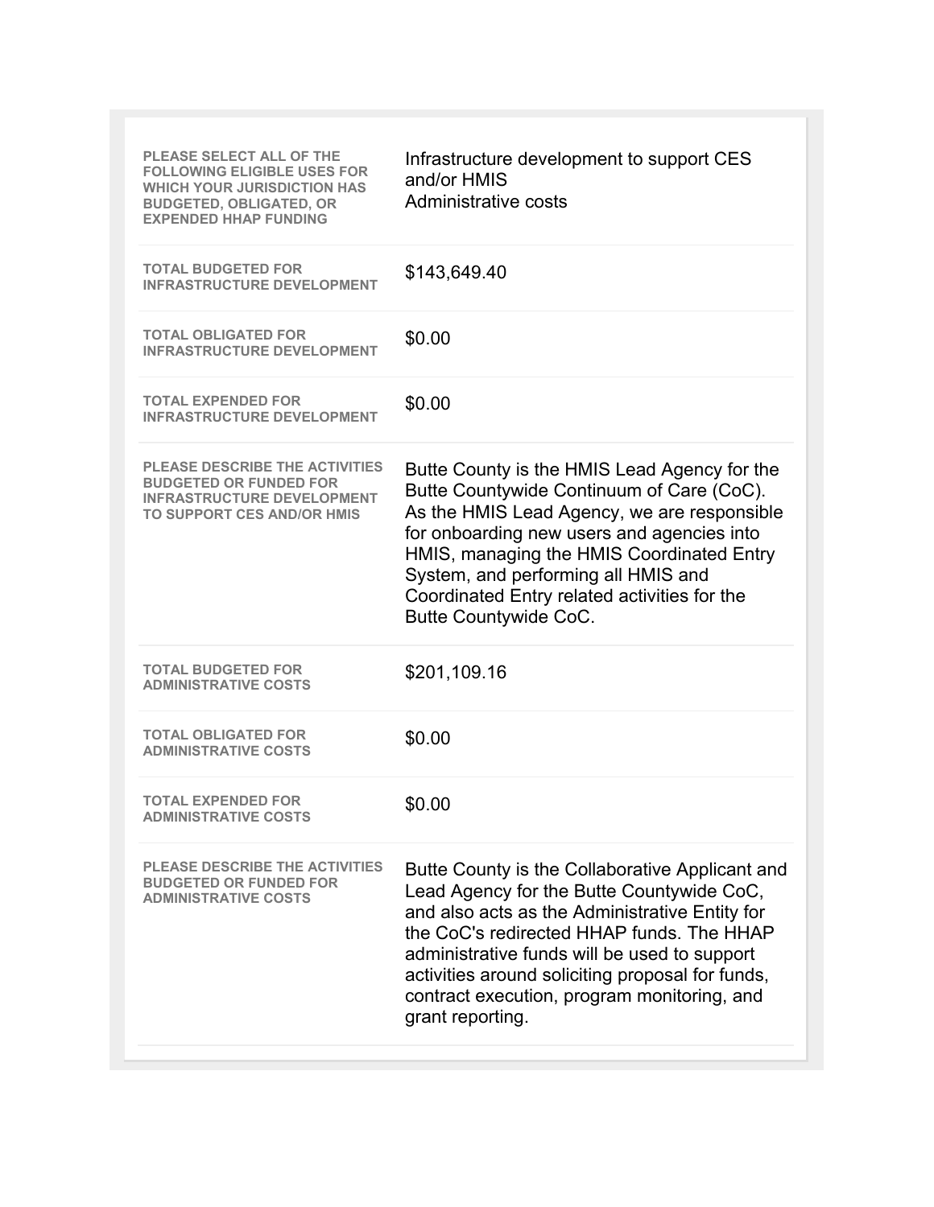| | |
|---|---|
| **PLEASE SELECT ALL OF THE FOLLOWING ELIGIBLE USES FOR WHICH YOUR JURISDICTION HAS BUDGETED, OBLIGATED, OR EXPENDED HHAP FUNDING** | Infrastructure development to support CES and/or HMIS<br>Administrative costs |
| **TOTAL BUDGETED FOR INFRASTRUCTURE DEVELOPMENT** | $143,649.40 |
| **TOTAL OBLIGATED FOR INFRASTRUCTURE DEVELOPMENT** | $0.00 |
| **TOTAL EXPENDED FOR INFRASTRUCTURE DEVELOPMENT** | $0.00 |
| **PLEASE DESCRIBE THE ACTIVITIES BUDGETED OR FUNDED FOR INFRASTRUCTURE DEVELOPMENT TO SUPPORT CES AND/OR HMIS** | Butte County is the HMIS Lead Agency for the Butte Countywide Continuum of Care (CoC). As the HMIS Lead Agency, we are responsible for onboarding new users and agencies into HMIS, managing the HMIS Coordinated Entry System, and performing all HMIS and Coordinated Entry related activities for the Butte Countywide CoC. |
| **TOTAL BUDGETED FOR ADMINISTRATIVE COSTS** | $201,109.16 |
| **TOTAL OBLIGATED FOR ADMINISTRATIVE COSTS** | $0.00 |
| **TOTAL EXPENDED FOR ADMINISTRATIVE COSTS** | $0.00 |
| **PLEASE DESCRIBE THE ACTIVITIES BUDGETED OR FUNDED FOR ADMINISTRATIVE COSTS** | Butte County is the Collaborative Applicant and Lead Agency for the Butte Countywide CoC, and also acts as the Administrative Entity for the CoC's redirected HHAP funds. The HHAP administrative funds will be used to support activities around soliciting proposal for funds, contract execution, program monitoring, and grant reporting. |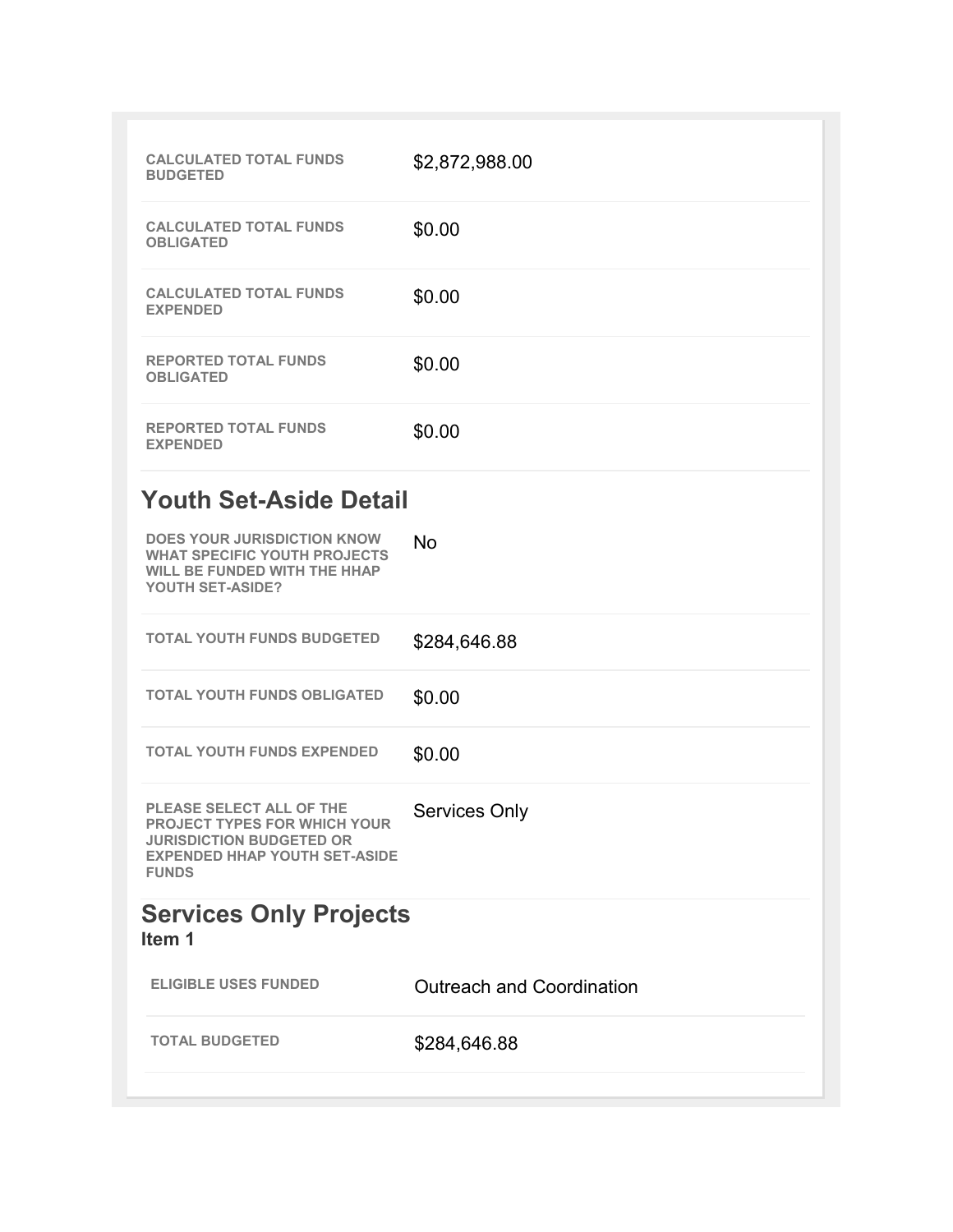| | |
|---|---|
| **CALCULATED TOTAL FUNDS BUDGETED** | $2,872,988.00 |
| **CALCULATED TOTAL FUNDS OBLIGATED** | $0.00 |
| **CALCULATED TOTAL FUNDS EXPENDED** | $0.00 |
| **REPORTED TOTAL FUNDS OBLIGATED** | $0.00 |
| **REPORTED TOTAL FUNDS EXPENDED** | $0.00 |

## Youth Set-Aside Detail

| | |
|---|---|
| **DOES YOUR JURISDICTION KNOW WHAT SPECIFIC YOUTH PROJECTS WILL BE FUNDED WITH THE HHAP YOUTH SET-ASIDE?** | No |
| **TOTAL YOUTH FUNDS BUDGETED** | $284,646.88 |
| **TOTAL YOUTH FUNDS OBLIGATED** | $0.00 |
| **TOTAL YOUTH FUNDS EXPENDED** | $0.00 |
| **PLEASE SELECT ALL OF THE PROJECT TYPES FOR WHICH YOUR JURISDICTION BUDGETED OR EXPENDED HHAP YOUTH SET-ASIDE FUNDS** | Services Only |

## Services Only Projects

### Item 1

| | |
|---|---|
| **ELIGIBLE USES FUNDED** | Outreach and Coordination |
| **TOTAL BUDGETED** | $284,646.88 |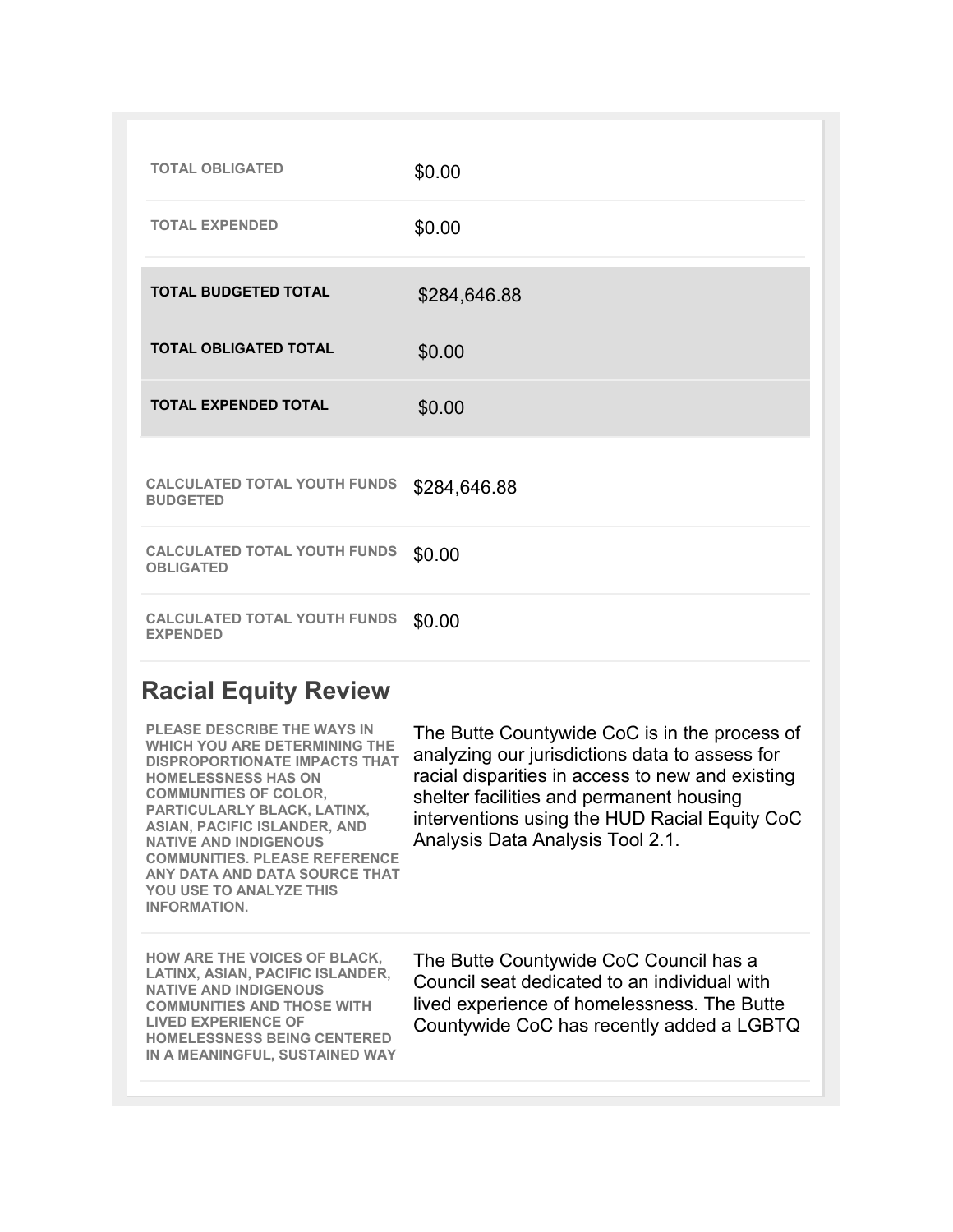| | |
|---|---|
| TOTAL OBLIGATED | $0.00 |
| TOTAL EXPENDED | $0.00 |

| | |
|---|---|
| **TOTAL BUDGETED TOTAL** | $284,646.88 |
| **TOTAL OBLIGATED TOTAL** | $0.00 |
| **TOTAL EXPENDED TOTAL** | $0.00 |

| | |
|---|---|
| CALCULATED TOTAL YOUTH FUNDS BUDGETED | $284,646.88 |
| CALCULATED TOTAL YOUTH FUNDS OBLIGATED | $0.00 |
| CALCULATED TOTAL YOUTH FUNDS EXPENDED | $0.00 |

## Racial Equity Review

| | |
|---|---|
| PLEASE DESCRIBE THE WAYS IN WHICH YOU ARE DETERMINING THE DISPROPORTIONATE IMPACTS THAT HOMELESSNESS HAS ON COMMUNITIES OF COLOR, PARTICULARLY BLACK, LATINX, ASIAN, PACIFIC ISLANDER, AND NATIVE AND INDIGENOUS COMMUNITIES. PLEASE REFERENCE ANY DATA AND DATA SOURCE THAT YOU USE TO ANALYZE THIS INFORMATION. | The Butte Countywide CoC is in the process of analyzing our jurisdictions data to assess for racial disparities in access to new and existing shelter facilities and permanent housing interventions using the HUD Racial Equity CoC Analysis Data Analysis Tool 2.1. |
| HOW ARE THE VOICES OF BLACK, LATINX, ASIAN, PACIFIC ISLANDER, NATIVE AND INDIGENOUS COMMUNITIES AND THOSE WITH LIVED EXPERIENCE OF HOMELESSNESS BEING CENTERED IN A MEANINGFUL, SUSTAINED WAY | The Butte Countywide CoC Council has a Council seat dedicated to an individual with lived experience of homelessness. The Butte Countywide CoC has recently added a LGBTQ |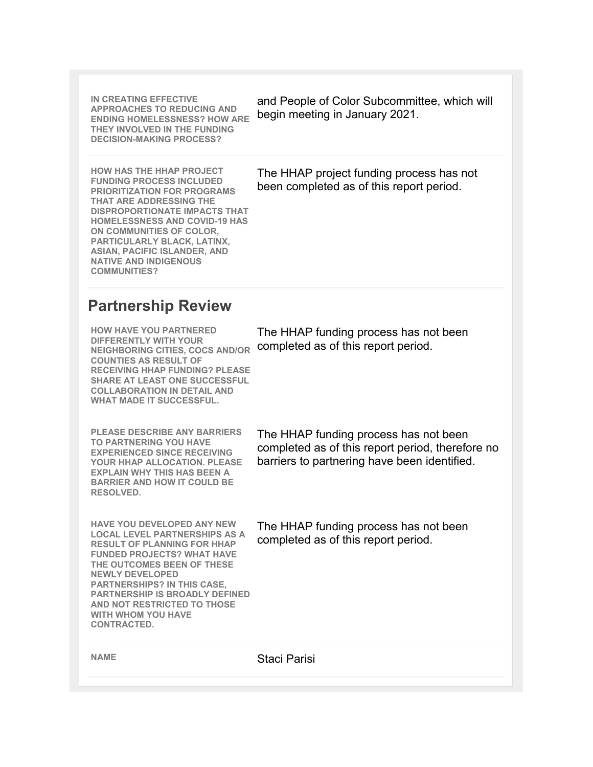| | |
|---|---|
| **IN CREATING EFFECTIVE APPROACHES TO REDUCING AND ENDING HOMELESSNESS? HOW ARE THEY INVOLVED IN THE FUNDING DECISION-MAKING PROCESS?** | and People of Color Subcommittee, which will begin meeting in January 2021. |
| **HOW HAS THE HHAP PROJECT FUNDING PROCESS INCLUDED PRIORITIZATION FOR PROGRAMS THAT ARE ADDRESSING THE DISPROPORTIONATE IMPACTS THAT HOMELESSNESS AND COVID-19 HAS ON COMMUNITIES OF COLOR, PARTICULARLY BLACK, LATINX, ASIAN, PACIFIC ISLANDER, AND NATIVE AND INDIGENOUS COMMUNITIES?** | The HHAP project funding process has not been completed as of this report period. |

## Partnership Review

| | |
|---|---|
| **HOW HAVE YOU PARTNERED DIFFERENTLY WITH YOUR NEIGHBORING CITIES, COCS AND/OR COUNTIES AS RESULT OF RECEIVING HHAP FUNDING? PLEASE SHARE AT LEAST ONE SUCCESSFUL COLLABORATION IN DETAIL AND WHAT MADE IT SUCCESSFUL.** | The HHAP funding process has not been completed as of this report period. |
| **PLEASE DESCRIBE ANY BARRIERS TO PARTNERING YOU HAVE EXPERIENCED SINCE RECEIVING YOUR HHAP ALLOCATION. PLEASE EXPLAIN WHY THIS HAS BEEN A BARRIER AND HOW IT COULD BE RESOLVED.** | The HHAP funding process has not been completed as of this report period, therefore no barriers to partnering have been identified. |
| **HAVE YOU DEVELOPED ANY NEW LOCAL LEVEL PARTNERSHIPS AS A RESULT OF PLANNING FOR HHAP FUNDED PROJECTS? WHAT HAVE THE OUTCOMES BEEN OF THESE NEWLY DEVELOPED PARTNERSHIPS? IN THIS CASE, PARTNERSHIP IS BROADLY DEFINED AND NOT RESTRICTED TO THOSE WITH WHOM YOU HAVE CONTRACTED.** | The HHAP funding process has not been completed as of this report period. |
| **NAME** | Staci Parisi |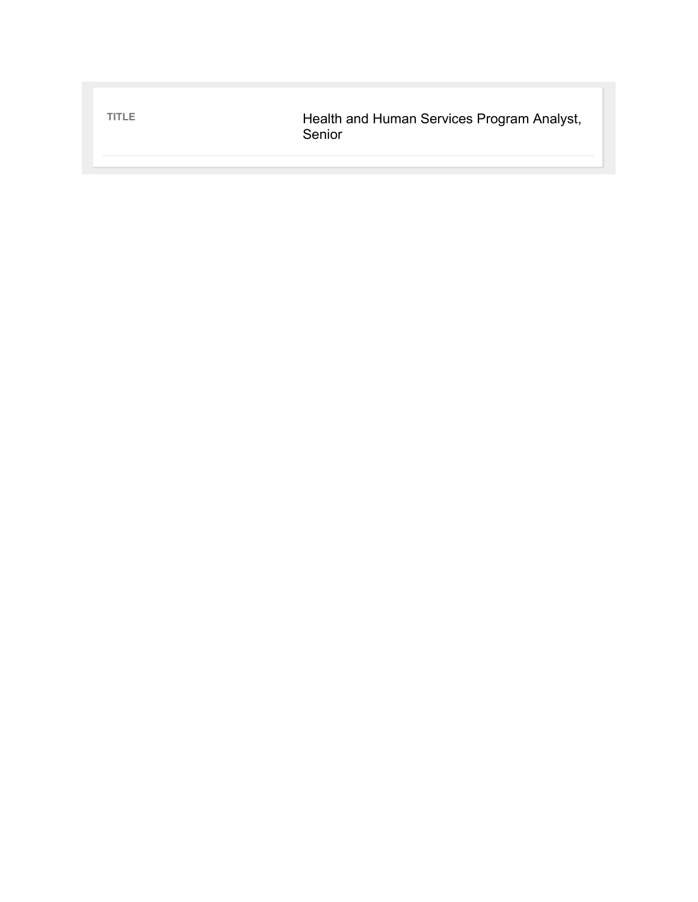| | |
|---|---|
| TITLE | Health and Human Services Program Analyst, Senior |